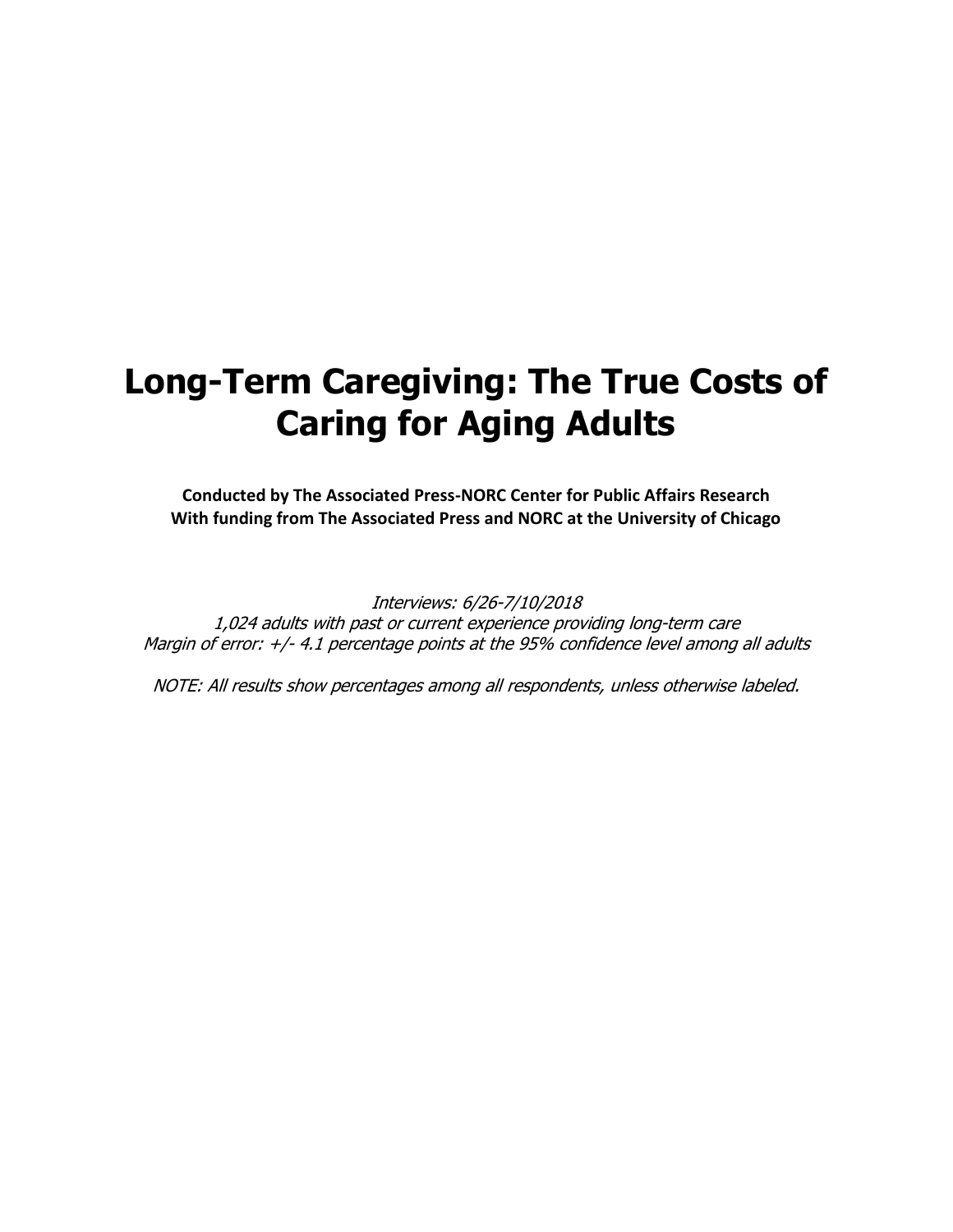# Long-Term Caregiving: The True Costs of Caring for Aging Adults

**Conducted by The Associated Press-NORC Center for Public Affairs Research**
**With funding from The Associated Press and NORC at the University of Chicago**

*Interviews: 6/26-7/10/2018*
*1,024 adults with past or current experience providing long-term care*
*Margin of error: +/- 4.1 percentage points at the 95% confidence level among all adults*

*NOTE: All results show percentages among all respondents, unless otherwise labeled.*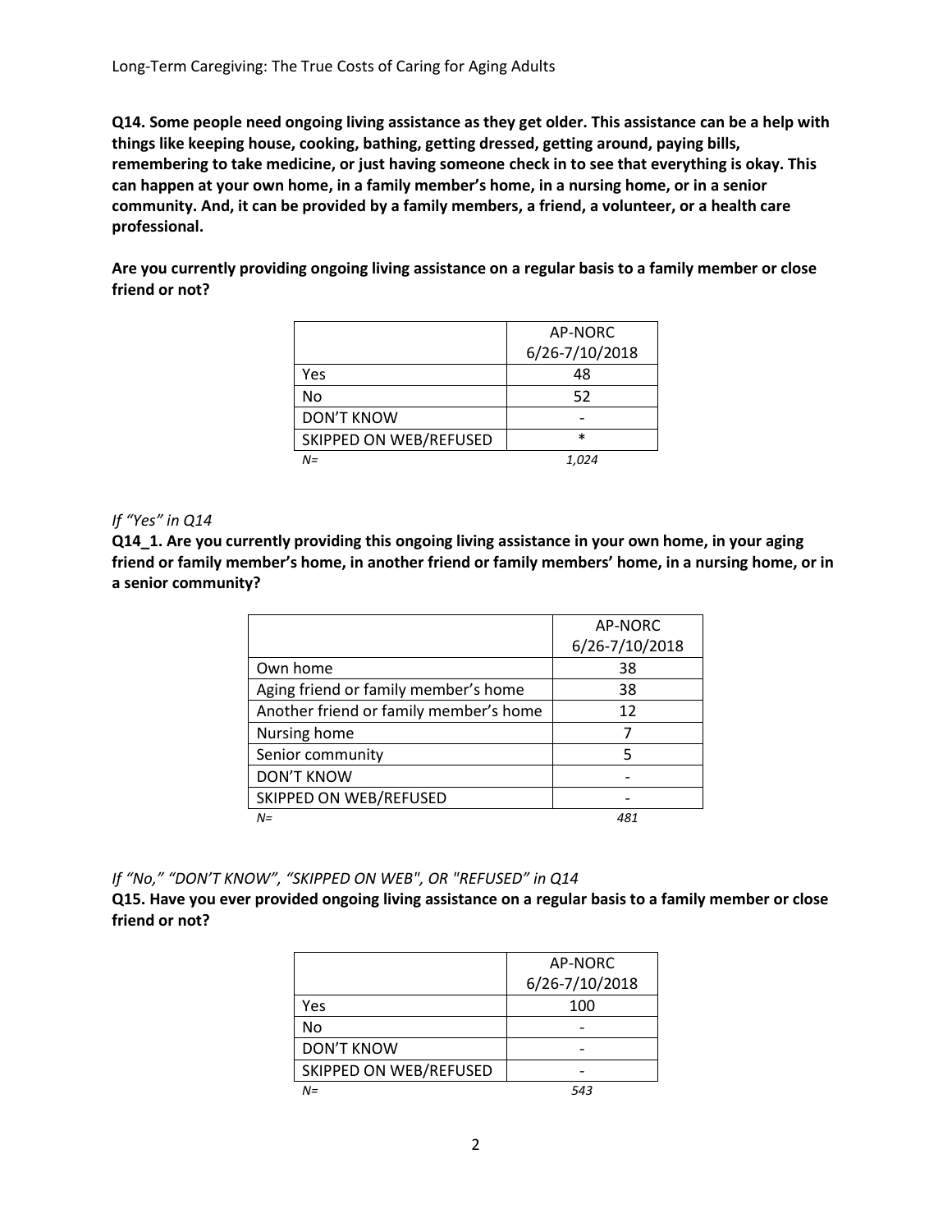**Q14. Some people need ongoing living assistance as they get older. This assistance can be a help with things like keeping house, cooking, bathing, getting dressed, getting around, paying bills, remembering to take medicine, or just having someone check in to see that everything is okay. This can happen at your own home, in a family member's home, in a nursing home, or in a senior community. And, it can be provided by a family members, a friend, a volunteer, or a health care professional.**

**Are you currently providing ongoing living assistance on a regular basis to a family member or close friend or not?**

| | AP-NORC 6/26-7/10/2018 |
|---|---|
| Yes | 48 |
| No | 52 |
| DON'T KNOW | - |
| SKIPPED ON WEB/REFUSED | * |
| *N=* | *1,024* |

*If "Yes" in Q14*

**Q14_1. Are you currently providing this ongoing living assistance in your own home, in your aging friend or family member's home, in another friend or family members' home, in a nursing home, or in a senior community?**

| | AP-NORC 6/26-7/10/2018 |
|---|---|
| Own home | 38 |
| Aging friend or family member's home | 38 |
| Another friend or family member's home | 12 |
| Nursing home | 7 |
| Senior community | 5 |
| DON'T KNOW | - |
| SKIPPED ON WEB/REFUSED | - |
| *N=* | *481* |

*If "No," "DON'T KNOW", "SKIPPED ON WEB", OR "REFUSED" in Q14*

**Q15. Have you ever provided ongoing living assistance on a regular basis to a family member or close friend or not?**

| | AP-NORC 6/26-7/10/2018 |
|---|---|
| Yes | 100 |
| No | - |
| DON'T KNOW | - |
| SKIPPED ON WEB/REFUSED | - |
| *N=* | *543* |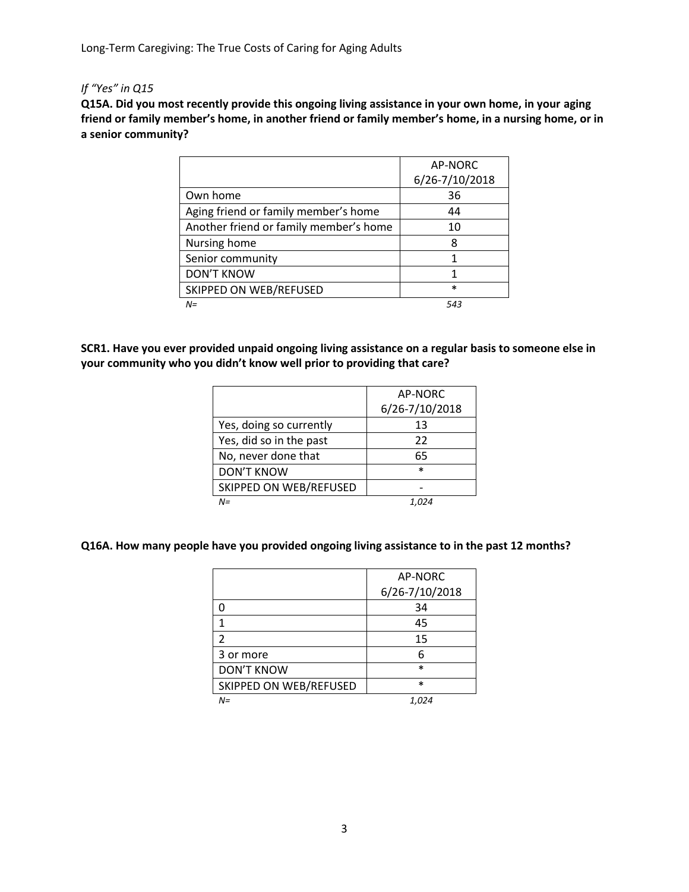*If "Yes" in Q15*

**Q15A. Did you most recently provide this ongoing living assistance in your own home, in your aging friend or family member's home, in another friend or family member's home, in a nursing home, or in a senior community?**

| | AP-NORC 6/26-7/10/2018 |
|---|---|
| Own home | 36 |
| Aging friend or family member's home | 44 |
| Another friend or family member's home | 10 |
| Nursing home | 8 |
| Senior community | 1 |
| DON'T KNOW | 1 |
| SKIPPED ON WEB/REFUSED | * |
| *N=* | *543* |

**SCR1. Have you ever provided unpaid ongoing living assistance on a regular basis to someone else in your community who you didn't know well prior to providing that care?**

| | AP-NORC 6/26-7/10/2018 |
|---|---|
| Yes, doing so currently | 13 |
| Yes, did so in the past | 22 |
| No, never done that | 65 |
| DON'T KNOW | * |
| SKIPPED ON WEB/REFUSED | - |
| *N=* | *1,024* |

**Q16A. How many people have you provided ongoing living assistance to in the past 12 months?**

| | AP-NORC 6/26-7/10/2018 |
|---|---|
| 0 | 34 |
| 1 | 45 |
| 2 | 15 |
| 3 or more | 6 |
| DON'T KNOW | * |
| SKIPPED ON WEB/REFUSED | * |
| *N=* | *1,024* |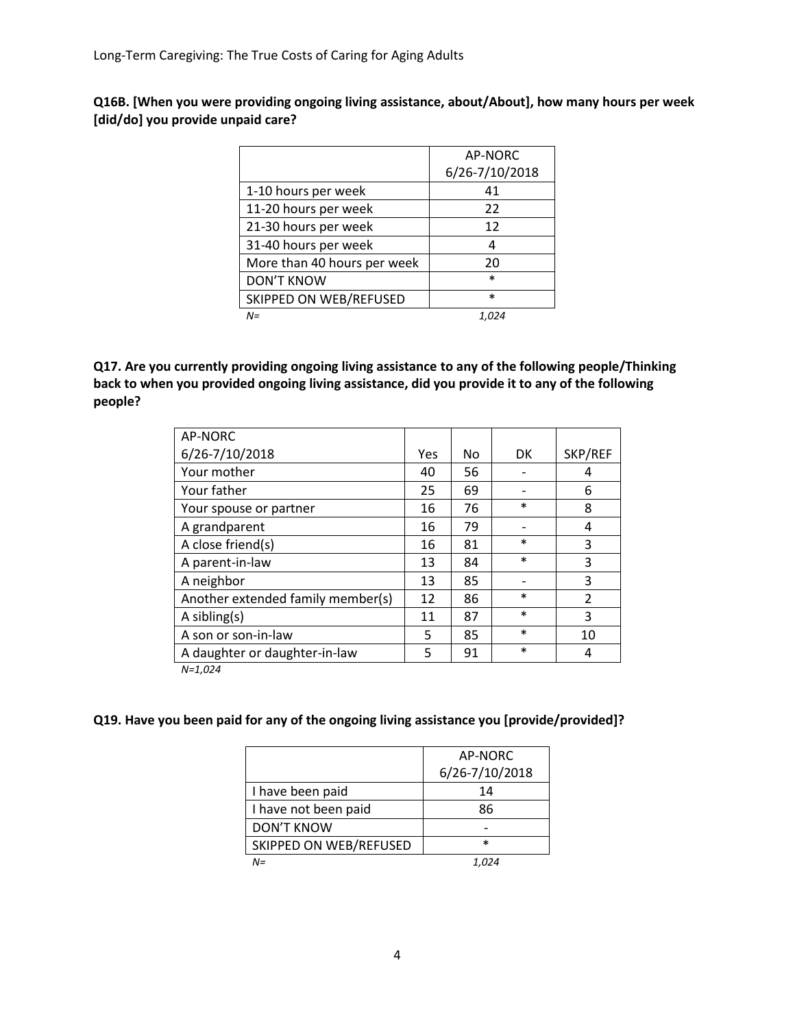**Q16B. [When you were providing ongoing living assistance, about/About], how many hours per week [did/do] you provide unpaid care?**

| | AP-NORC 6/26-7/10/2018 |
|---|---|
| 1-10 hours per week | 41 |
| 11-20 hours per week | 22 |
| 21-30 hours per week | 12 |
| 31-40 hours per week | 4 |
| More than 40 hours per week | 20 |
| DON'T KNOW | * |
| SKIPPED ON WEB/REFUSED | * |
| *N=* | *1,024* |

**Q17. Are you currently providing ongoing living assistance to any of the following people/Thinking back to when you provided ongoing living assistance, did you provide it to any of the following people?**

| AP-NORC 6/26-7/10/2018 | Yes | No | DK | SKP/REF |
|---|---|---|---|---|
| Your mother | 40 | 56 | - | 4 |
| Your father | 25 | 69 | - | 6 |
| Your spouse or partner | 16 | 76 | * | 8 |
| A grandparent | 16 | 79 | - | 4 |
| A close friend(s) | 16 | 81 | * | 3 |
| A parent-in-law | 13 | 84 | * | 3 |
| A neighbor | 13 | 85 | - | 3 |
| Another extended family member(s) | 12 | 86 | * | 2 |
| A sibling(s) | 11 | 87 | * | 3 |
| A son or son-in-law | 5 | 85 | * | 10 |
| A daughter or daughter-in-law | 5 | 91 | * | 4 |

*N=1,024*

**Q19. Have you been paid for any of the ongoing living assistance you [provide/provided]?**

| | AP-NORC 6/26-7/10/2018 |
|---|---|
| I have been paid | 14 |
| I have not been paid | 86 |
| DON'T KNOW | - |
| SKIPPED ON WEB/REFUSED | * |
| *N=* | *1,024* |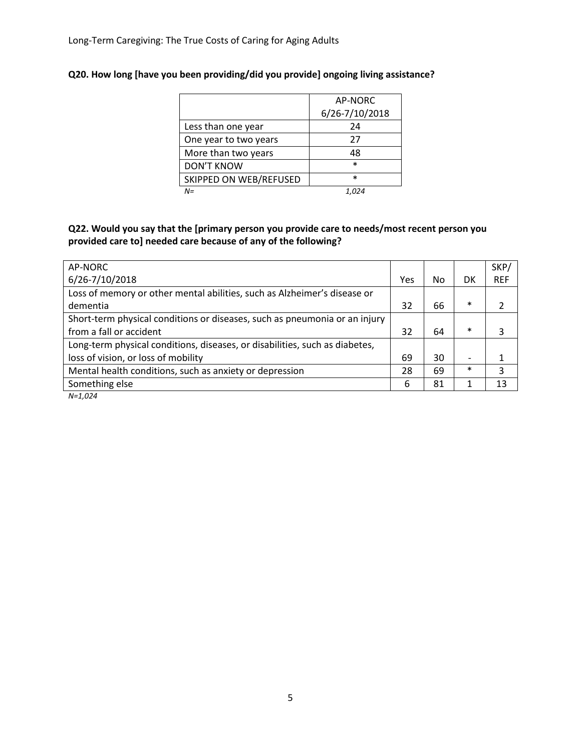**Q20. How long [have you been providing/did you provide] ongoing living assistance?**

| | AP-NORC 6/26-7/10/2018 |
|---|---|
| Less than one year | 24 |
| One year to two years | 27 |
| More than two years | 48 |
| DON'T KNOW | * |
| SKIPPED ON WEB/REFUSED | * |
| *N=* | *1,024* |

**Q22. Would you say that the [primary person you provide care to needs/most recent person you provided care to] needed care because of any of the following?**

| AP-NORC 6/26-7/10/2018 | Yes | No | DK | SKP/ REF |
|---|---|---|---|---|
| Loss of memory or other mental abilities, such as Alzheimer's disease or dementia | 32 | 66 | * | 2 |
| Short-term physical conditions or diseases, such as pneumonia or an injury from a fall or accident | 32 | 64 | * | 3 |
| Long-term physical conditions, diseases, or disabilities, such as diabetes, loss of vision, or loss of mobility | 69 | 30 | - | 1 |
| Mental health conditions, such as anxiety or depression | 28 | 69 | * | 3 |
| Something else | 6 | 81 | 1 | 13 |

*N=1,024*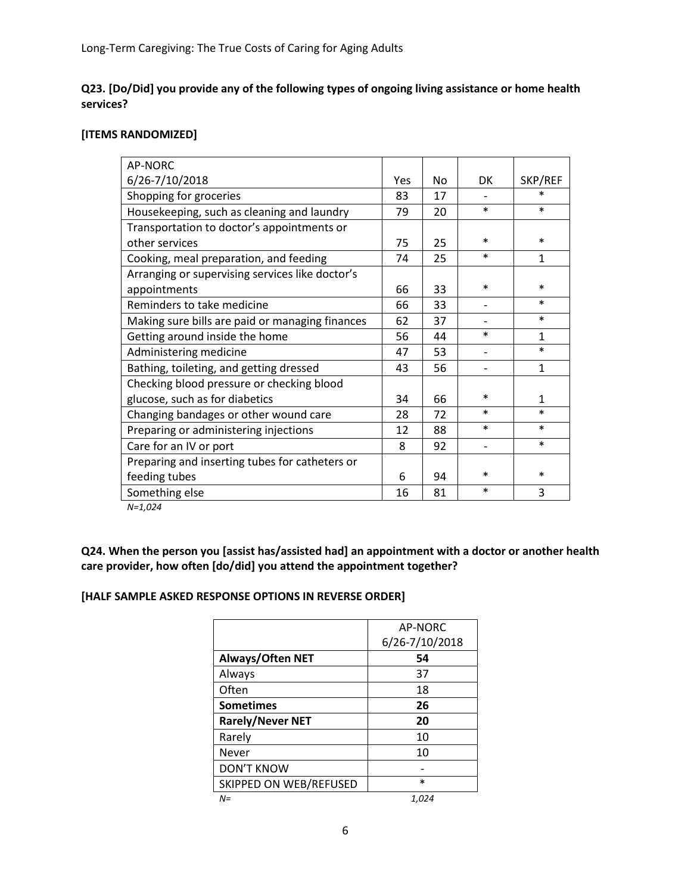**Q23. [Do/Did] you provide any of the following types of ongoing living assistance or home health services?**

**[ITEMS RANDOMIZED]**

| AP-NORC 6/26-7/10/2018 | Yes | No | DK | SKP/REF |
|---|---|---|---|---|
| Shopping for groceries | 83 | 17 | - | * |
| Housekeeping, such as cleaning and laundry | 79 | 20 | * | * |
| Transportation to doctor's appointments or other services | 75 | 25 | * | * |
| Cooking, meal preparation, and feeding | 74 | 25 | * | 1 |
| Arranging or supervising services like doctor's appointments | 66 | 33 | * | * |
| Reminders to take medicine | 66 | 33 | - | * |
| Making sure bills are paid or managing finances | 62 | 37 | - | * |
| Getting around inside the home | 56 | 44 | * | 1 |
| Administering medicine | 47 | 53 | - | * |
| Bathing, toileting, and getting dressed | 43 | 56 | - | 1 |
| Checking blood pressure or checking blood glucose, such as for diabetics | 34 | 66 | * | 1 |
| Changing bandages or other wound care | 28 | 72 | * | * |
| Preparing or administering injections | 12 | 88 | * | * |
| Care for an IV or port | 8 | 92 | - | * |
| Preparing and inserting tubes for catheters or feeding tubes | 6 | 94 | * | * |
| Something else | 16 | 81 | * | 3 |

*N=1,024*

**Q24. When the person you [assist has/assisted had] an appointment with a doctor or another health care provider, how often [do/did] you attend the appointment together?**

**[HALF SAMPLE ASKED RESPONSE OPTIONS IN REVERSE ORDER]**

| | AP-NORC 6/26-7/10/2018 |
|---|---|
| **Always/Often NET** | **54** |
| Always | 37 |
| Often | 18 |
| **Sometimes** | **26** |
| **Rarely/Never NET** | **20** |
| Rarely | 10 |
| Never | 10 |
| DON'T KNOW | - |
| SKIPPED ON WEB/REFUSED | * |
| *N=* | *1,024* |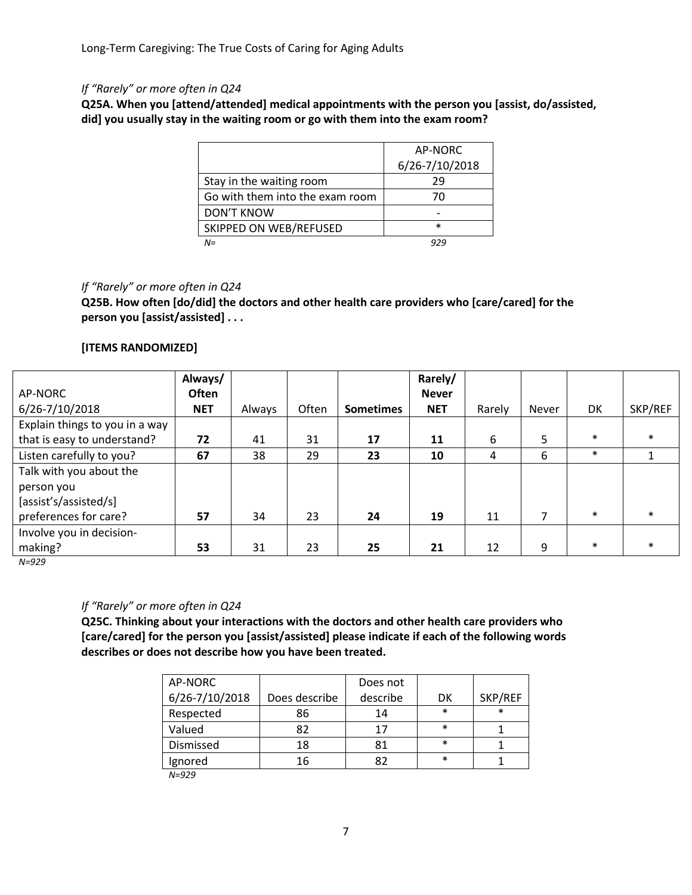*If "Rarely" or more often in Q24*

**Q25A. When you [attend/attended] medical appointments with the person you [assist, do/assisted, did] you usually stay in the waiting room or go with them into the exam room?**

| | AP-NORC 6/26-7/10/2018 |
|---|---|
| Stay in the waiting room | 29 |
| Go with them into the exam room | 70 |
| DON'T KNOW | - |
| SKIPPED ON WEB/REFUSED | * |
| *N=* | *929* |

*If "Rarely" or more often in Q24*

**Q25B. How often [do/did] the doctors and other health care providers who [care/cared] for the person you [assist/assisted] . . .**

**[ITEMS RANDOMIZED]**

| AP-NORC 6/26-7/10/2018 | **Always/ Often NET** | Always | Often | **Sometimes** | **Rarely/ Never NET** | Rarely | Never | DK | SKP/REF |
|---|---|---|---|---|---|---|---|---|---|
| Explain things to you in a way that is easy to understand? | **72** | 41 | 31 | **17** | **11** | 6 | 5 | * | * |
| Listen carefully to you? | **67** | 38 | 29 | **23** | **10** | 4 | 6 | * | 1 |
| Talk with you about the person you [assist's/assisted/s] preferences for care? | **57** | 34 | 23 | **24** | **19** | 11 | 7 | * | * |
| Involve you in decision-making? | **53** | 31 | 23 | **25** | **21** | 12 | 9 | * | * |

*N=929*

*If "Rarely" or more often in Q24*

**Q25C. Thinking about your interactions with the doctors and other health care providers who [care/cared] for the person you [assist/assisted] please indicate if each of the following words describes or does not describe how you have been treated.**

| AP-NORC 6/26-7/10/2018 | Does describe | Does not describe | DK | SKP/REF |
|---|---|---|---|---|
| Respected | 86 | 14 | * | * |
| Valued | 82 | 17 | * | 1 |
| Dismissed | 18 | 81 | * | 1 |
| Ignored | 16 | 82 | * | 1 |

*N=929*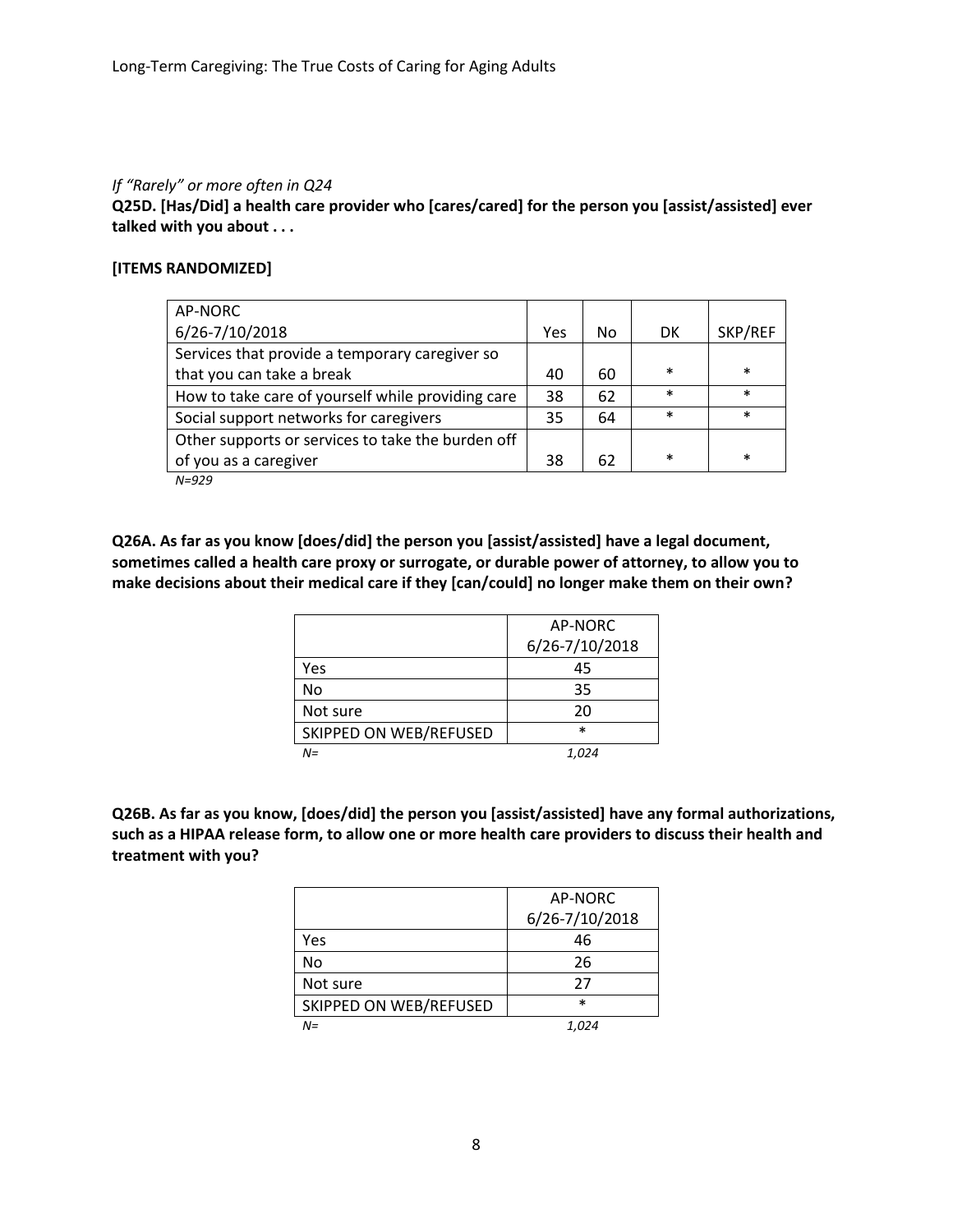*If "Rarely" or more often in Q24*

**Q25D. [Has/Did] a health care provider who [cares/cared] for the person you [assist/assisted] ever talked with you about . . .**

**[ITEMS RANDOMIZED]**

| AP-NORC 6/26-7/10/2018 | Yes | No | DK | SKP/REF |
|---|---|---|---|---|
| Services that provide a temporary caregiver so that you can take a break | 40 | 60 | * | * |
| How to take care of yourself while providing care | 38 | 62 | * | * |
| Social support networks for caregivers | 35 | 64 | * | * |
| Other supports or services to take the burden off of you as a caregiver | 38 | 62 | * | * |

*N=929*

**Q26A. As far as you know [does/did] the person you [assist/assisted] have a legal document, sometimes called a health care proxy or surrogate, or durable power of attorney, to allow you to make decisions about their medical care if they [can/could] no longer make them on their own?**

| | AP-NORC 6/26-7/10/2018 |
|---|---|
| Yes | 45 |
| No | 35 |
| Not sure | 20 |
| SKIPPED ON WEB/REFUSED | * |
| *N=* | *1,024* |

**Q26B. As far as you know, [does/did] the person you [assist/assisted] have any formal authorizations, such as a HIPAA release form, to allow one or more health care providers to discuss their health and treatment with you?**

| | AP-NORC 6/26-7/10/2018 |
|---|---|
| Yes | 46 |
| No | 26 |
| Not sure | 27 |
| SKIPPED ON WEB/REFUSED | * |
| *N=* | *1,024* |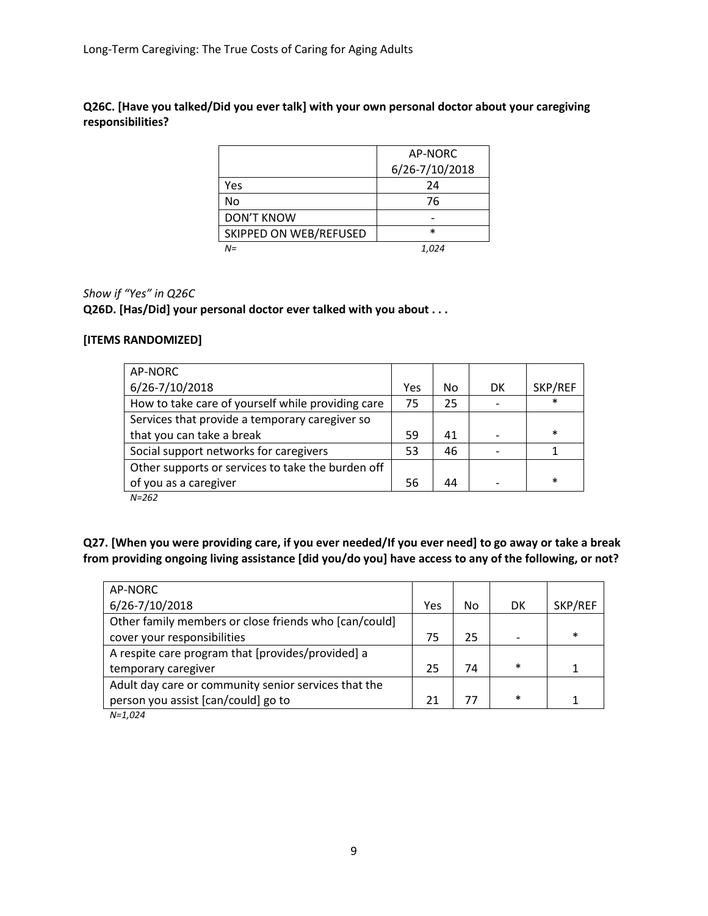**Q26C. [Have you talked/Did you ever talk] with your own personal doctor about your caregiving responsibilities?**

| | AP-NORC 6/26-7/10/2018 |
|---|---|
| Yes | 24 |
| No | 76 |
| DON'T KNOW | - |
| SKIPPED ON WEB/REFUSED | * |
| *N=* | *1,024* |

*Show if "Yes" in Q26C*

**Q26D. [Has/Did] your personal doctor ever talked with you about . . .**

**[ITEMS RANDOMIZED]**

| AP-NORC 6/26-7/10/2018 | Yes | No | DK | SKP/REF |
|---|---|---|---|---|
| How to take care of yourself while providing care | 75 | 25 | - | * |
| Services that provide a temporary caregiver so that you can take a break | 59 | 41 | - | * |
| Social support networks for caregivers | 53 | 46 | - | 1 |
| Other supports or services to take the burden off of you as a caregiver | 56 | 44 | - | * |

*N=262*

**Q27. [When you were providing care, if you ever needed/If you ever need] to go away or take a break from providing ongoing living assistance [did you/do you] have access to any of the following, or not?**

| AP-NORC 6/26-7/10/2018 | Yes | No | DK | SKP/REF |
|---|---|---|---|---|
| Other family members or close friends who [can/could] cover your responsibilities | 75 | 25 | - | * |
| A respite care program that [provides/provided] a temporary caregiver | 25 | 74 | * | 1 |
| Adult day care or community senior services that the person you assist [can/could] go to | 21 | 77 | * | 1 |

*N=1,024*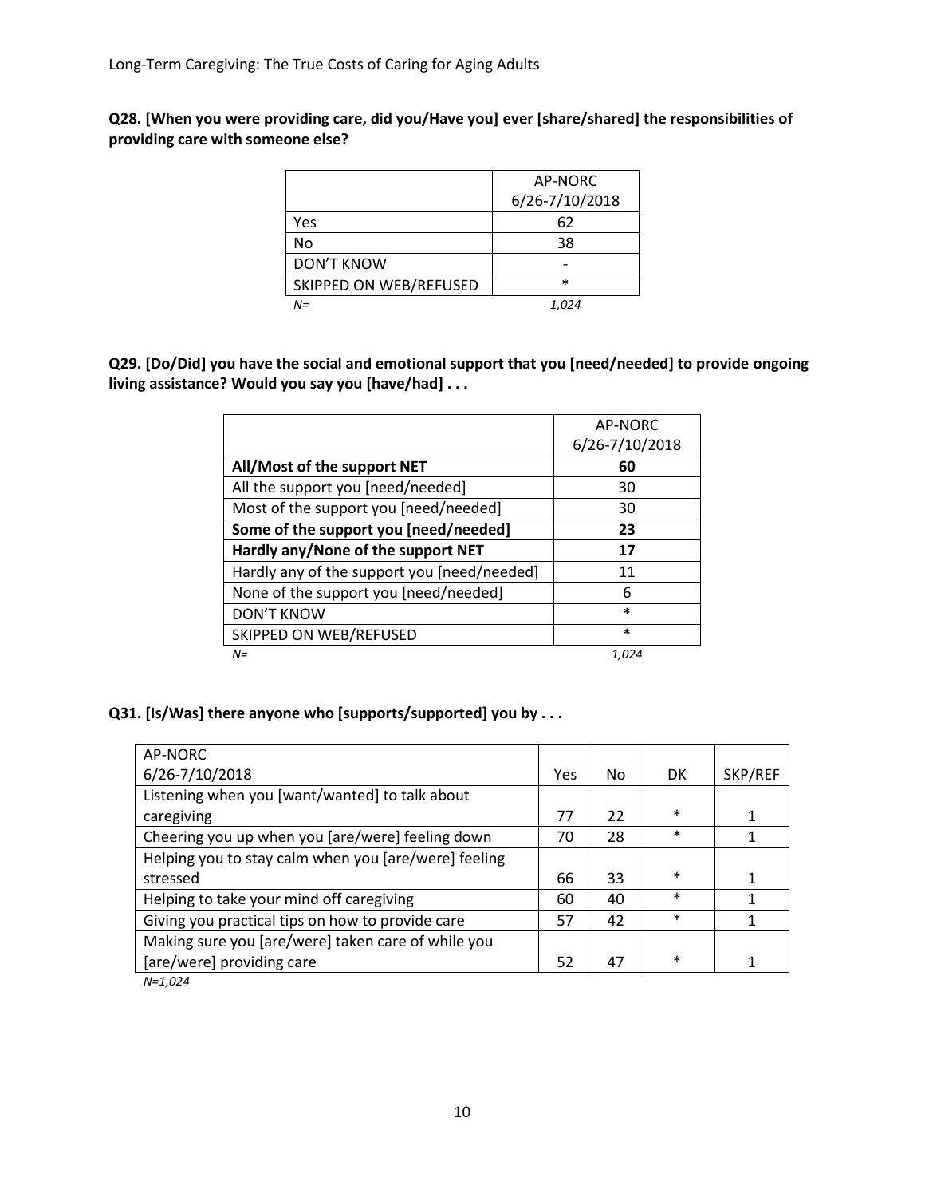**Q28. [When you were providing care, did you/Have you] ever [share/shared] the responsibilities of providing care with someone else?**

| | AP-NORC 6/26-7/10/2018 |
|---|---|
| Yes | 62 |
| No | 38 |
| DON'T KNOW | - |
| SKIPPED ON WEB/REFUSED | * |
| *N=* | *1,024* |

**Q29. [Do/Did] you have the social and emotional support that you [need/needed] to provide ongoing living assistance? Would you say you [have/had] . . .**

| | AP-NORC 6/26-7/10/2018 |
|---|---|
| **All/Most of the support NET** | **60** |
| All the support you [need/needed] | 30 |
| Most of the support you [need/needed] | 30 |
| **Some of the support you [need/needed]** | **23** |
| **Hardly any/None of the support NET** | **17** |
| Hardly any of the support you [need/needed] | 11 |
| None of the support you [need/needed] | 6 |
| DON'T KNOW | * |
| SKIPPED ON WEB/REFUSED | * |
| *N=* | *1,024* |

**Q31. [Is/Was] there anyone who [supports/supported] you by . . .**

| AP-NORC 6/26-7/10/2018 | Yes | No | DK | SKP/REF |
|---|---|---|---|---|
| Listening when you [want/wanted] to talk about caregiving | 77 | 22 | * | 1 |
| Cheering you up when you [are/were] feeling down | 70 | 28 | * | 1 |
| Helping you to stay calm when you [are/were] feeling stressed | 66 | 33 | * | 1 |
| Helping to take your mind off caregiving | 60 | 40 | * | 1 |
| Giving you practical tips on how to provide care | 57 | 42 | * | 1 |
| Making sure you [are/were] taken care of while you [are/were] providing care | 52 | 47 | * | 1 |

*N=1,024*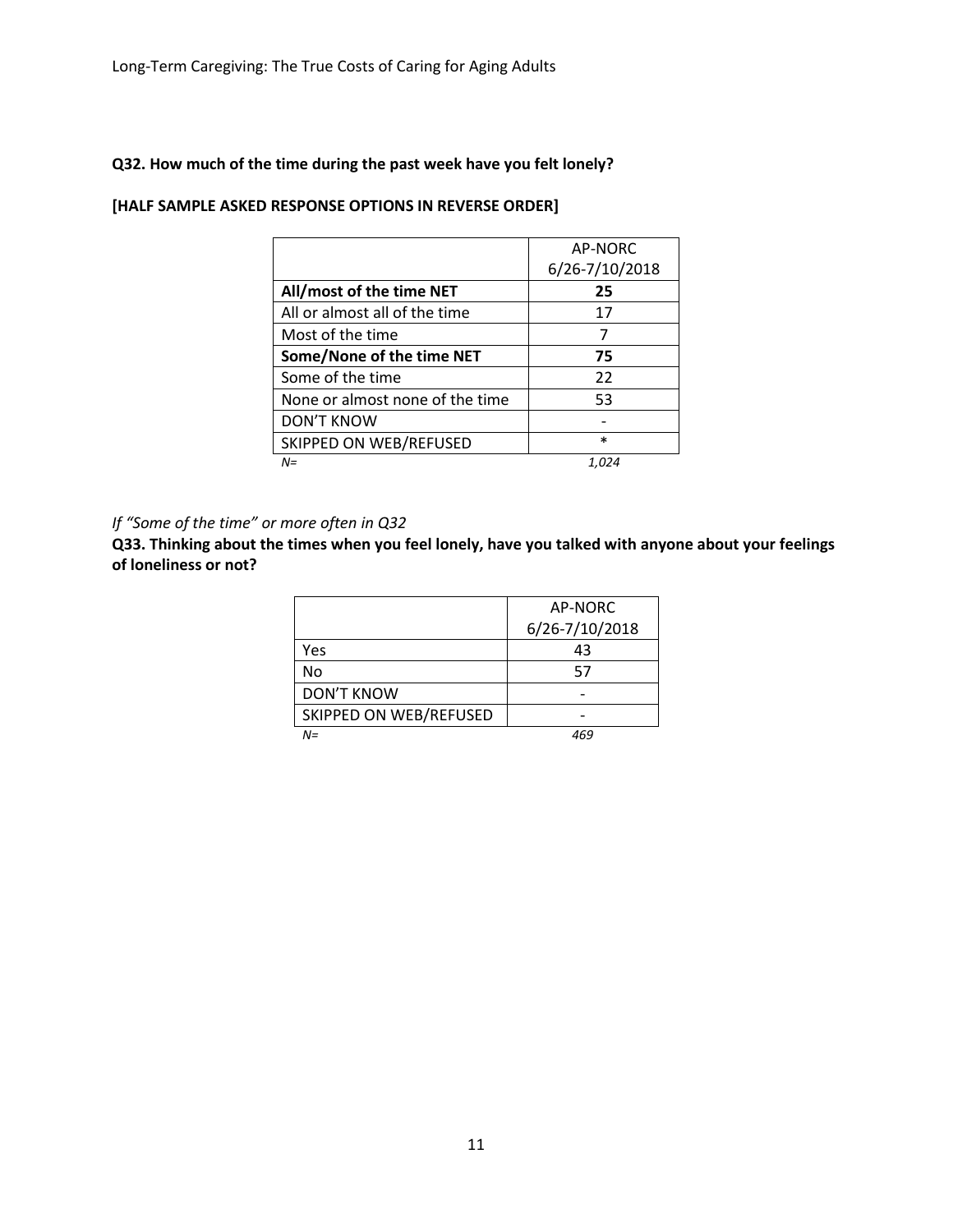**Q32. How much of the time during the past week have you felt lonely?**

**[HALF SAMPLE ASKED RESPONSE OPTIONS IN REVERSE ORDER]**

| | AP-NORC 6/26-7/10/2018 |
|---|---|
| **All/most of the time NET** | **25** |
| All or almost all of the time | 17 |
| Most of the time | 7 |
| **Some/None of the time NET** | **75** |
| Some of the time | 22 |
| None or almost none of the time | 53 |
| DON'T KNOW | - |
| SKIPPED ON WEB/REFUSED | * |
| *N=* | *1,024* |

*If "Some of the time" or more often in Q32*

**Q33. Thinking about the times when you feel lonely, have you talked with anyone about your feelings of loneliness or not?**

| | AP-NORC 6/26-7/10/2018 |
|---|---|
| Yes | 43 |
| No | 57 |
| DON'T KNOW | - |
| SKIPPED ON WEB/REFUSED | - |
| *N=* | *469* |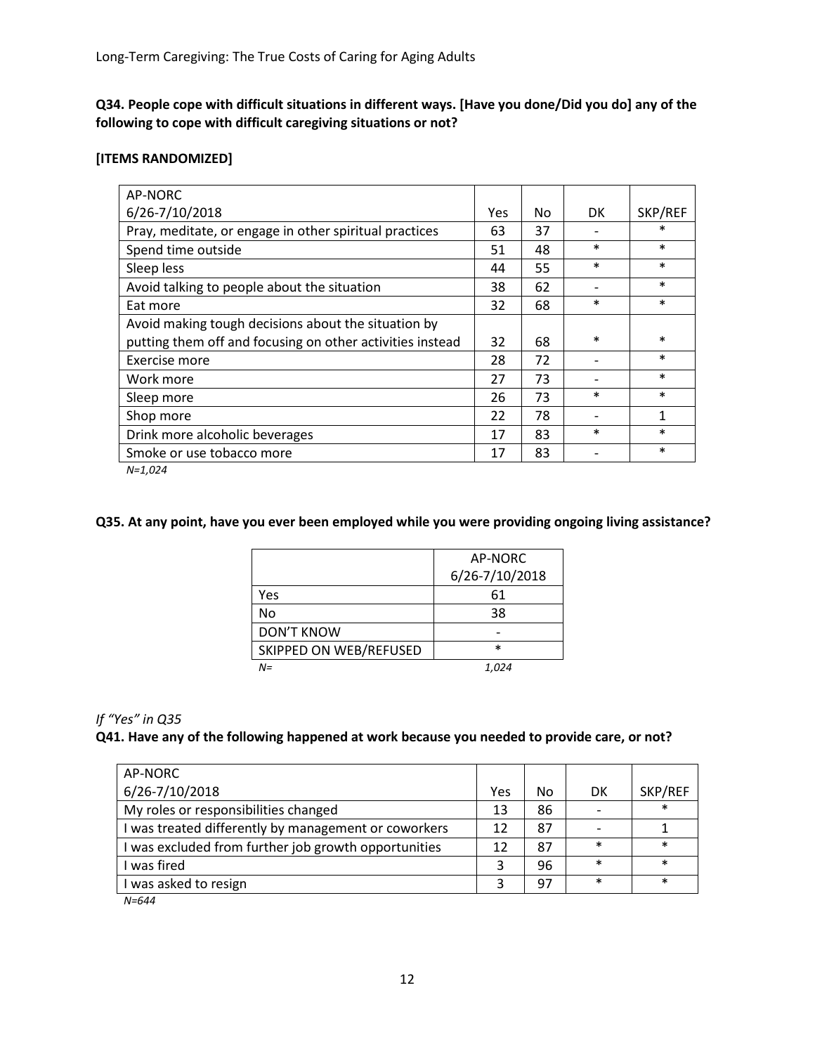**Q34. People cope with difficult situations in different ways. [Have you done/Did you do] any of the following to cope with difficult caregiving situations or not?**

**[ITEMS RANDOMIZED]**

| AP-NORC 6/26-7/10/2018 | Yes | No | DK | SKP/REF |
|---|---|---|---|---|
| Pray, meditate, or engage in other spiritual practices | 63 | 37 | - | * |
| Spend time outside | 51 | 48 | * | * |
| Sleep less | 44 | 55 | * | * |
| Avoid talking to people about the situation | 38 | 62 | - | * |
| Eat more | 32 | 68 | * | * |
| Avoid making tough decisions about the situation by putting them off and focusing on other activities instead | 32 | 68 | * | * |
| Exercise more | 28 | 72 | - | * |
| Work more | 27 | 73 | - | * |
| Sleep more | 26 | 73 | * | * |
| Shop more | 22 | 78 | - | 1 |
| Drink more alcoholic beverages | 17 | 83 | * | * |
| Smoke or use tobacco more | 17 | 83 | - | * |

*N=1,024*

**Q35. At any point, have you ever been employed while you were providing ongoing living assistance?**

| | AP-NORC 6/26-7/10/2018 |
|---|---|
| Yes | 61 |
| No | 38 |
| DON'T KNOW | - |
| SKIPPED ON WEB/REFUSED | * |
| *N=* | *1,024* |

*If "Yes" in Q35*

**Q41. Have any of the following happened at work because you needed to provide care, or not?**

| AP-NORC 6/26-7/10/2018 | Yes | No | DK | SKP/REF |
|---|---|---|---|---|
| My roles or responsibilities changed | 13 | 86 | - | * |
| I was treated differently by management or coworkers | 12 | 87 | - | 1 |
| I was excluded from further job growth opportunities | 12 | 87 | * | * |
| I was fired | 3 | 96 | * | * |
| I was asked to resign | 3 | 97 | * | * |

*N=644*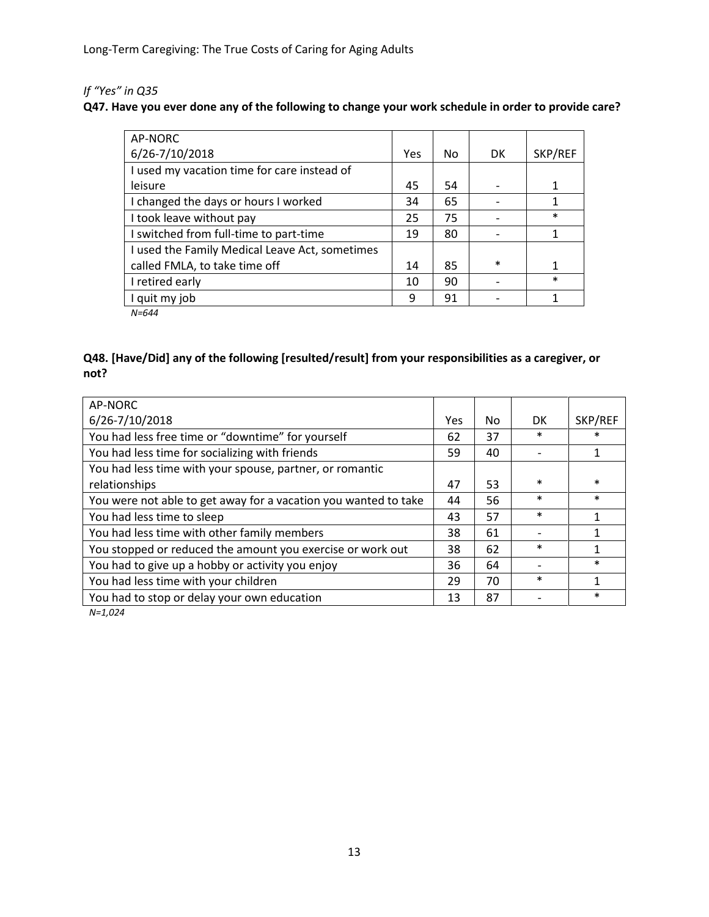*If "Yes" in Q35*

**Q47. Have you ever done any of the following to change your work schedule in order to provide care?**

| AP-NORC 6/26-7/10/2018 | Yes | No | DK | SKP/REF |
|---|---|---|---|---|
| I used my vacation time for care instead of leisure | 45 | 54 | - | 1 |
| I changed the days or hours I worked | 34 | 65 | - | 1 |
| I took leave without pay | 25 | 75 | - | * |
| I switched from full-time to part-time | 19 | 80 | - | 1 |
| I used the Family Medical Leave Act, sometimes called FMLA, to take time off | 14 | 85 | * | 1 |
| I retired early | 10 | 90 | - | * |
| I quit my job | 9 | 91 | - | 1 |

*N=644*

**Q48. [Have/Did] any of the following [resulted/result] from your responsibilities as a caregiver, or not?**

| AP-NORC 6/26-7/10/2018 | Yes | No | DK | SKP/REF |
|---|---|---|---|---|
| You had less free time or "downtime" for yourself | 62 | 37 | * | * |
| You had less time for socializing with friends | 59 | 40 | - | 1 |
| You had less time with your spouse, partner, or romantic relationships | 47 | 53 | * | * |
| You were not able to get away for a vacation you wanted to take | 44 | 56 | * | * |
| You had less time to sleep | 43 | 57 | * | 1 |
| You had less time with other family members | 38 | 61 | - | 1 |
| You stopped or reduced the amount you exercise or work out | 38 | 62 | * | 1 |
| You had to give up a hobby or activity you enjoy | 36 | 64 | - | * |
| You had less time with your children | 29 | 70 | * | 1 |
| You had to stop or delay your own education | 13 | 87 | - | * |

*N=1,024*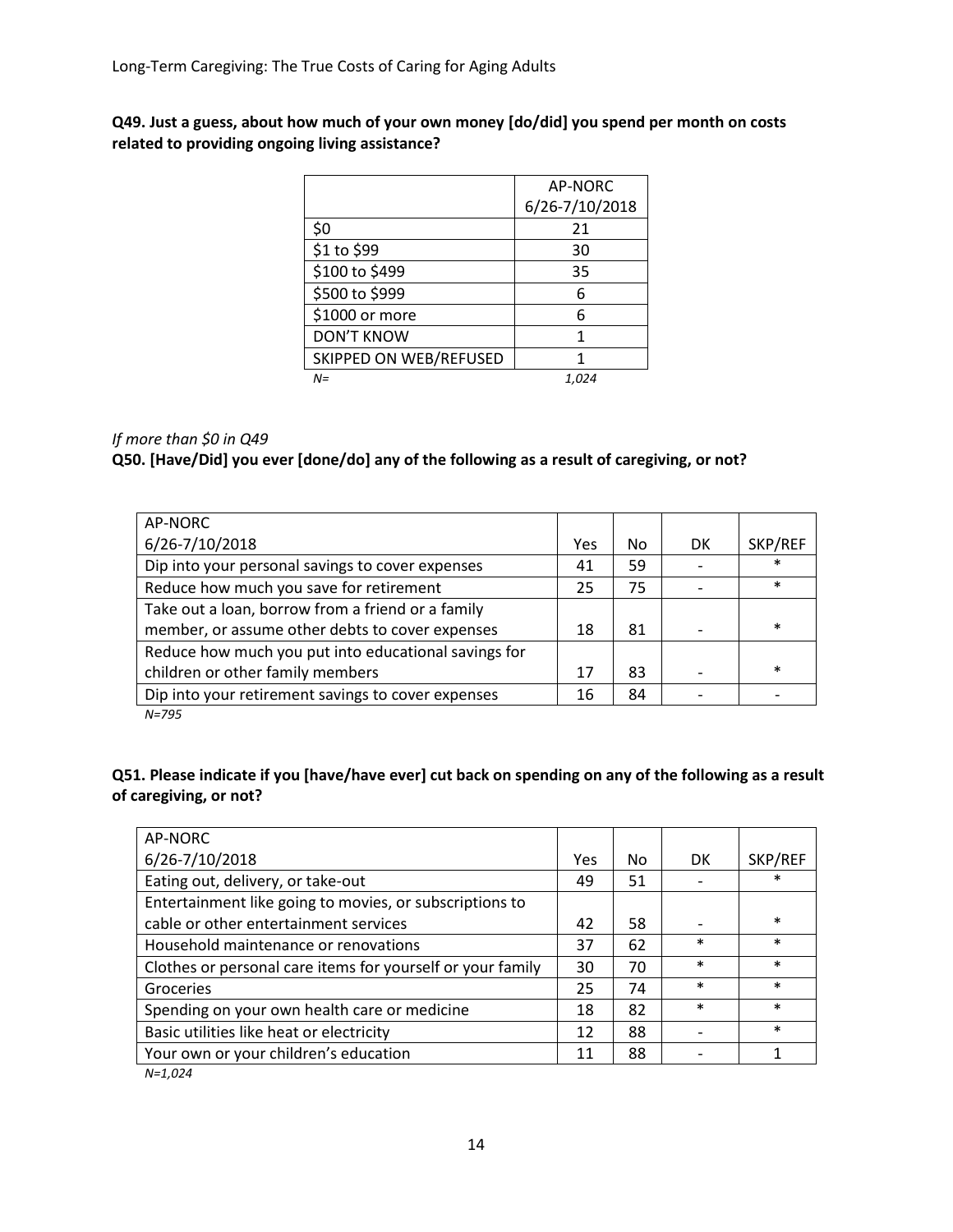**Q49. Just a guess, about how much of your own money [do/did] you spend per month on costs related to providing ongoing living assistance?**

| | AP-NORC 6/26-7/10/2018 |
|---|---|
| $0 | 21 |
| $1 to $99 | 30 |
| $100 to $499 | 35 |
| $500 to $999 | 6 |
| $1000 or more | 6 |
| DON'T KNOW | 1 |
| SKIPPED ON WEB/REFUSED | 1 |
| *N=* | *1,024* |

*If more than $0 in Q49*

**Q50. [Have/Did] you ever [done/do] any of the following as a result of caregiving, or not?**

| AP-NORC 6/26-7/10/2018 | Yes | No | DK | SKP/REF |
|---|---|---|---|---|
| Dip into your personal savings to cover expenses | 41 | 59 | - | * |
| Reduce how much you save for retirement | 25 | 75 | - | * |
| Take out a loan, borrow from a friend or a family member, or assume other debts to cover expenses | 18 | 81 | - | * |
| Reduce how much you put into educational savings for children or other family members | 17 | 83 | - | * |
| Dip into your retirement savings to cover expenses | 16 | 84 | - | - |

*N=795*

**Q51. Please indicate if you [have/have ever] cut back on spending on any of the following as a result of caregiving, or not?**

| AP-NORC 6/26-7/10/2018 | Yes | No | DK | SKP/REF |
|---|---|---|---|---|
| Eating out, delivery, or take-out | 49 | 51 | - | * |
| Entertainment like going to movies, or subscriptions to cable or other entertainment services | 42 | 58 | - | * |
| Household maintenance or renovations | 37 | 62 | * | * |
| Clothes or personal care items for yourself or your family | 30 | 70 | * | * |
| Groceries | 25 | 74 | * | * |
| Spending on your own health care or medicine | 18 | 82 | * | * |
| Basic utilities like heat or electricity | 12 | 88 | - | * |
| Your own or your children's education | 11 | 88 | - | 1 |

*N=1,024*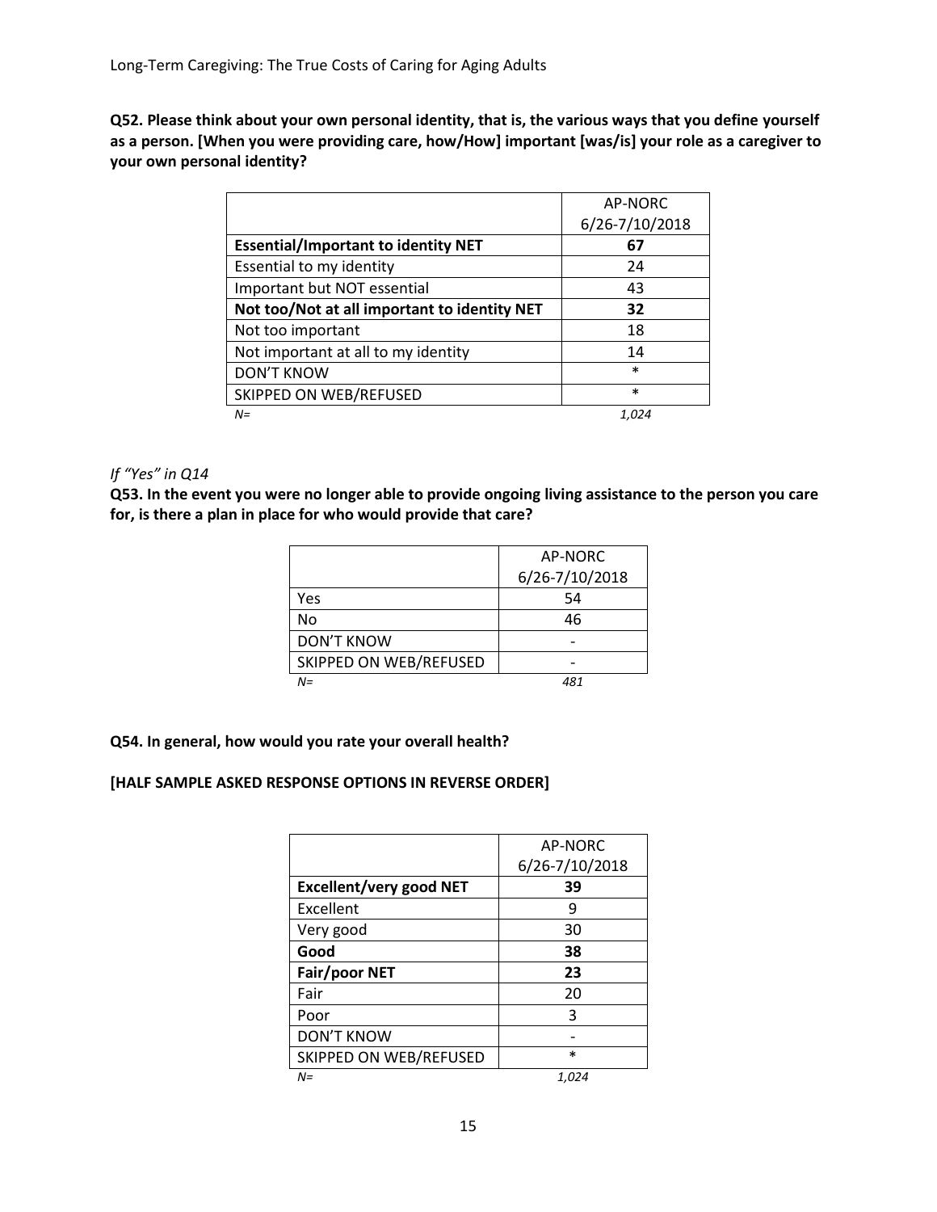**Q52. Please think about your own personal identity, that is, the various ways that you define yourself as a person. [When you were providing care, how/How] important [was/is] your role as a caregiver to your own personal identity?**

| | AP-NORC 6/26-7/10/2018 |
|---|---|
| **Essential/Important to identity NET** | **67** |
| Essential to my identity | 24 |
| Important but NOT essential | 43 |
| **Not too/Not at all important to identity NET** | **32** |
| Not too important | 18 |
| Not important at all to my identity | 14 |
| DON'T KNOW | * |
| SKIPPED ON WEB/REFUSED | * |
| *N=* | *1,024* |

*If "Yes" in Q14*

**Q53. In the event you were no longer able to provide ongoing living assistance to the person you care for, is there a plan in place for who would provide that care?**

| | AP-NORC 6/26-7/10/2018 |
|---|---|
| Yes | 54 |
| No | 46 |
| DON'T KNOW | - |
| SKIPPED ON WEB/REFUSED | - |
| *N=* | *481* |

**Q54. In general, how would you rate your overall health?**

**[HALF SAMPLE ASKED RESPONSE OPTIONS IN REVERSE ORDER]**

| | AP-NORC 6/26-7/10/2018 |
|---|---|
| **Excellent/very good NET** | **39** |
| Excellent | 9 |
| Very good | 30 |
| **Good** | **38** |
| **Fair/poor NET** | **23** |
| Fair | 20 |
| Poor | 3 |
| DON'T KNOW | - |
| SKIPPED ON WEB/REFUSED | * |
| *N=* | *1,024* |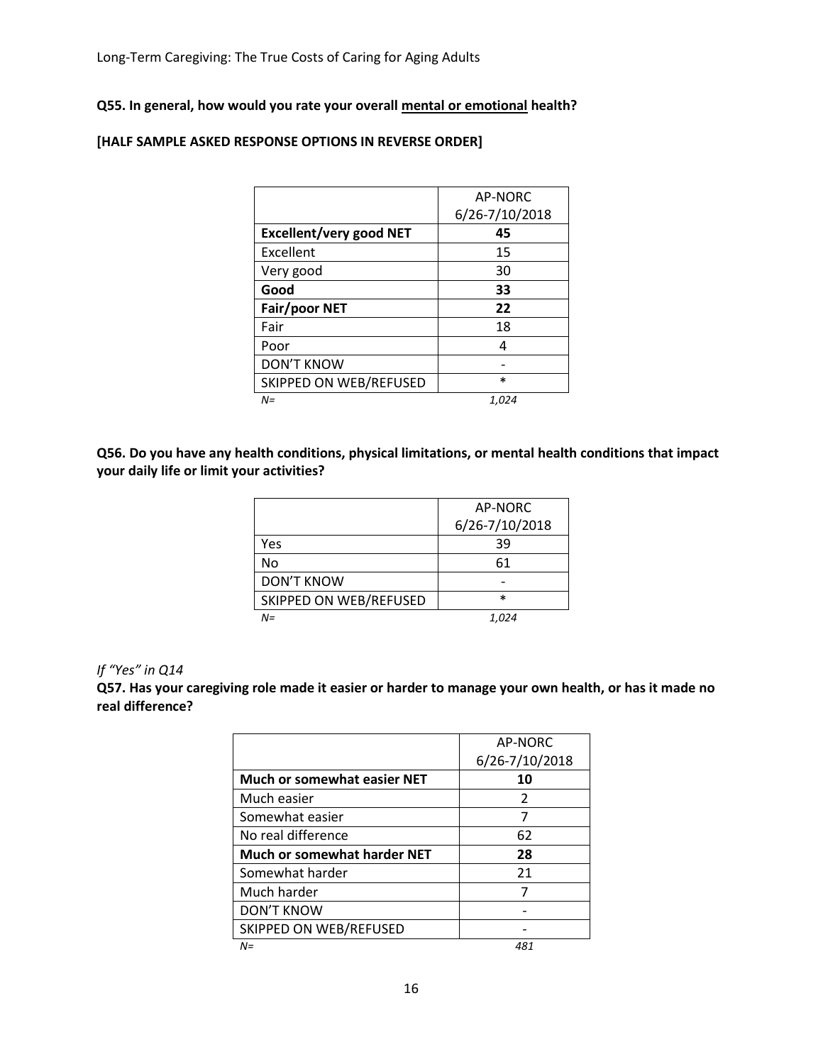**Q55. In general, how would you rate your overall mental or emotional health?**

**[HALF SAMPLE ASKED RESPONSE OPTIONS IN REVERSE ORDER]**

| | AP-NORC 6/26-7/10/2018 |
|---|---|
| **Excellent/very good NET** | **45** |
| Excellent | 15 |
| Very good | 30 |
| **Good** | **33** |
| **Fair/poor NET** | **22** |
| Fair | 18 |
| Poor | 4 |
| DON'T KNOW | - |
| SKIPPED ON WEB/REFUSED | * |
| *N=* | *1,024* |

**Q56. Do you have any health conditions, physical limitations, or mental health conditions that impact your daily life or limit your activities?**

| | AP-NORC 6/26-7/10/2018 |
|---|---|
| Yes | 39 |
| No | 61 |
| DON'T KNOW | - |
| SKIPPED ON WEB/REFUSED | * |
| *N=* | *1,024* |

*If "Yes" in Q14*

**Q57. Has your caregiving role made it easier or harder to manage your own health, or has it made no real difference?**

| | AP-NORC 6/26-7/10/2018 |
|---|---|
| **Much or somewhat easier NET** | **10** |
| Much easier | 2 |
| Somewhat easier | 7 |
| No real difference | 62 |
| **Much or somewhat harder NET** | **28** |
| Somewhat harder | 21 |
| Much harder | 7 |
| DON'T KNOW | - |
| SKIPPED ON WEB/REFUSED | - |
| *N=* | *481* |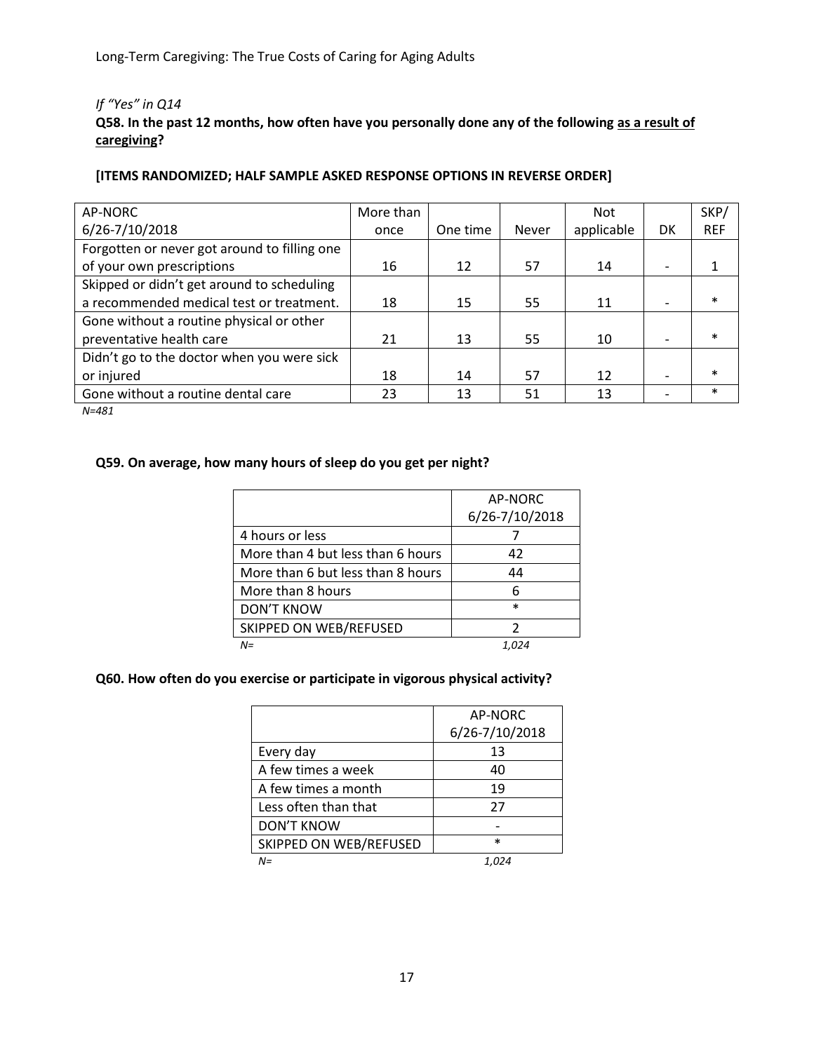*If "Yes" in Q14*

**Q58. In the past 12 months, how often have you personally done any of the following as a result of caregiving?**

**[ITEMS RANDOMIZED; HALF SAMPLE ASKED RESPONSE OPTIONS IN REVERSE ORDER]**

| AP-NORC 6/26-7/10/2018 | More than once | One time | Never | Not applicable | DK | SKP/ REF |
|---|---|---|---|---|---|---|
| Forgotten or never got around to filling one of your own prescriptions | 16 | 12 | 57 | 14 | - | 1 |
| Skipped or didn't get around to scheduling a recommended medical test or treatment. | 18 | 15 | 55 | 11 | - | * |
| Gone without a routine physical or other preventative health care | 21 | 13 | 55 | 10 | - | * |
| Didn't go to the doctor when you were sick or injured | 18 | 14 | 57 | 12 | - | * |
| Gone without a routine dental care | 23 | 13 | 51 | 13 | - | * |

*N=481*

**Q59. On average, how many hours of sleep do you get per night?**

| | AP-NORC 6/26-7/10/2018 |
|---|---|
| 4 hours or less | 7 |
| More than 4 but less than 6 hours | 42 |
| More than 6 but less than 8 hours | 44 |
| More than 8 hours | 6 |
| DON'T KNOW | * |
| SKIPPED ON WEB/REFUSED | 2 |
| *N=* | *1,024* |

**Q60. How often do you exercise or participate in vigorous physical activity?**

| | AP-NORC 6/26-7/10/2018 |
|---|---|
| Every day | 13 |
| A few times a week | 40 |
| A few times a month | 19 |
| Less often than that | 27 |
| DON'T KNOW | - |
| SKIPPED ON WEB/REFUSED | * |
| *N=* | *1,024* |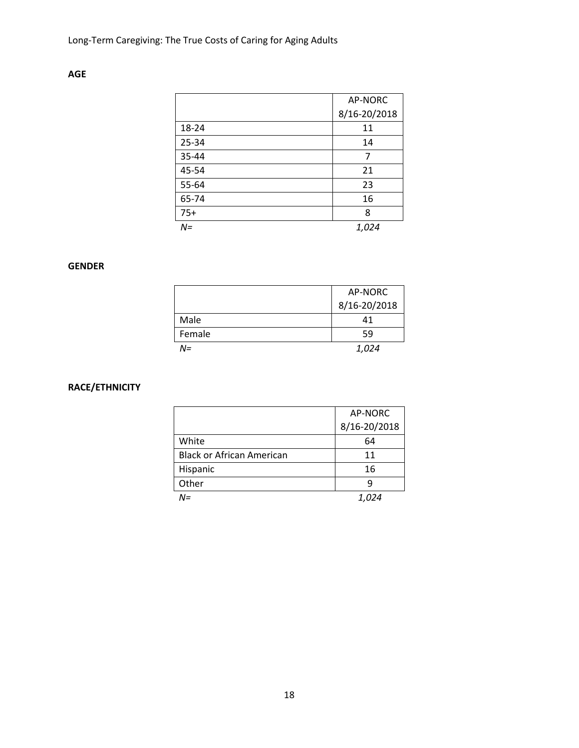**AGE**

| | AP-NORC 8/16-20/2018 |
|---|---|
| 18-24 | 11 |
| 25-34 | 14 |
| 35-44 | 7 |
| 45-54 | 21 |
| 55-64 | 23 |
| 65-74 | 16 |
| 75+ | 8 |
| *N=* | *1,024* |

**GENDER**

| | AP-NORC 8/16-20/2018 |
|---|---|
| Male | 41 |
| Female | 59 |
| *N=* | *1,024* |

**RACE/ETHNICITY**

| | AP-NORC 8/16-20/2018 |
|---|---|
| White | 64 |
| Black or African American | 11 |
| Hispanic | 16 |
| Other | 9 |
| *N=* | *1,024* |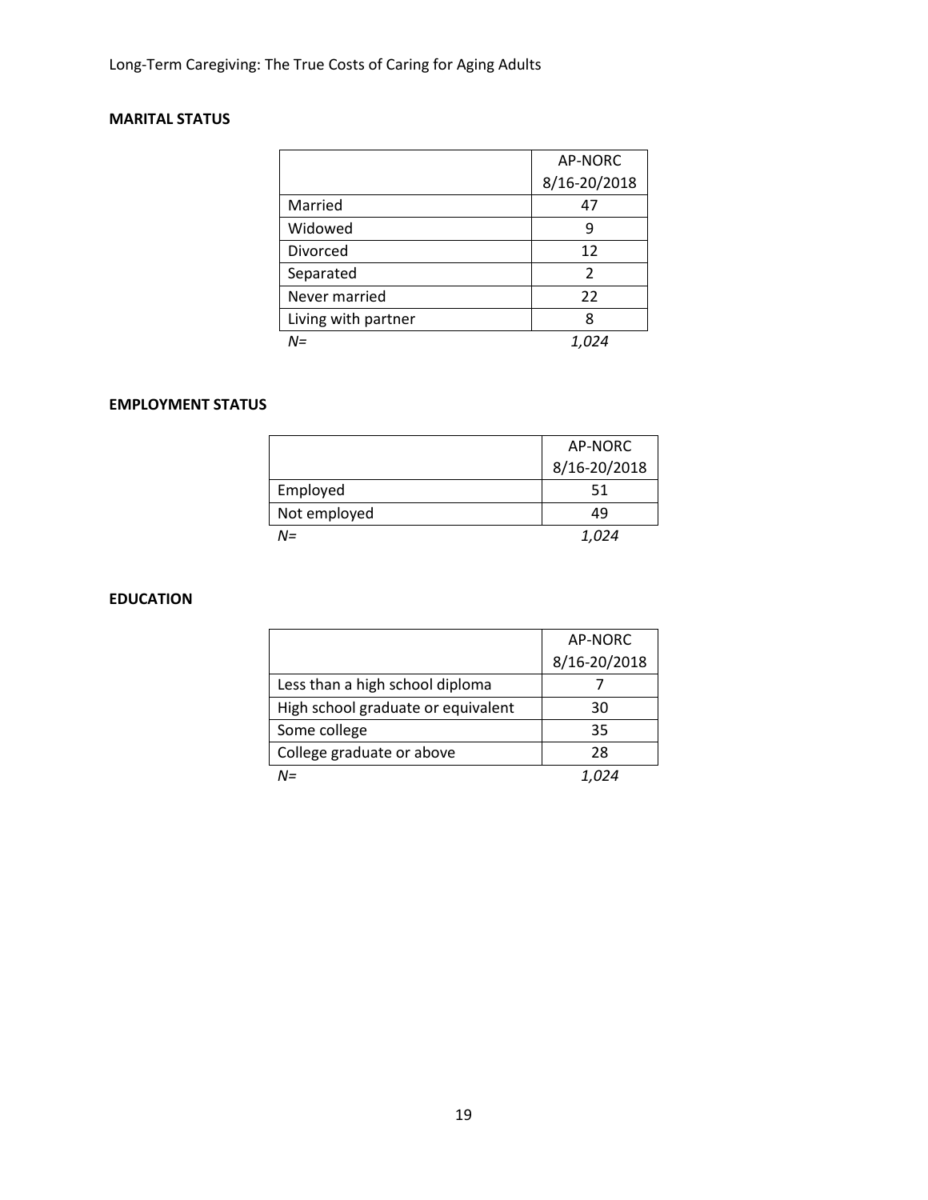**MARITAL STATUS**

| | AP-NORC 8/16-20/2018 |
|---|---|
| Married | 47 |
| Widowed | 9 |
| Divorced | 12 |
| Separated | 2 |
| Never married | 22 |
| Living with partner | 8 |
| *N=* | *1,024* |

**EMPLOYMENT STATUS**

| | AP-NORC 8/16-20/2018 |
|---|---|
| Employed | 51 |
| Not employed | 49 |
| *N=* | *1,024* |

**EDUCATION**

| | AP-NORC 8/16-20/2018 |
|---|---|
| Less than a high school diploma | 7 |
| High school graduate or equivalent | 30 |
| Some college | 35 |
| College graduate or above | 28 |
| *N=* | *1,024* |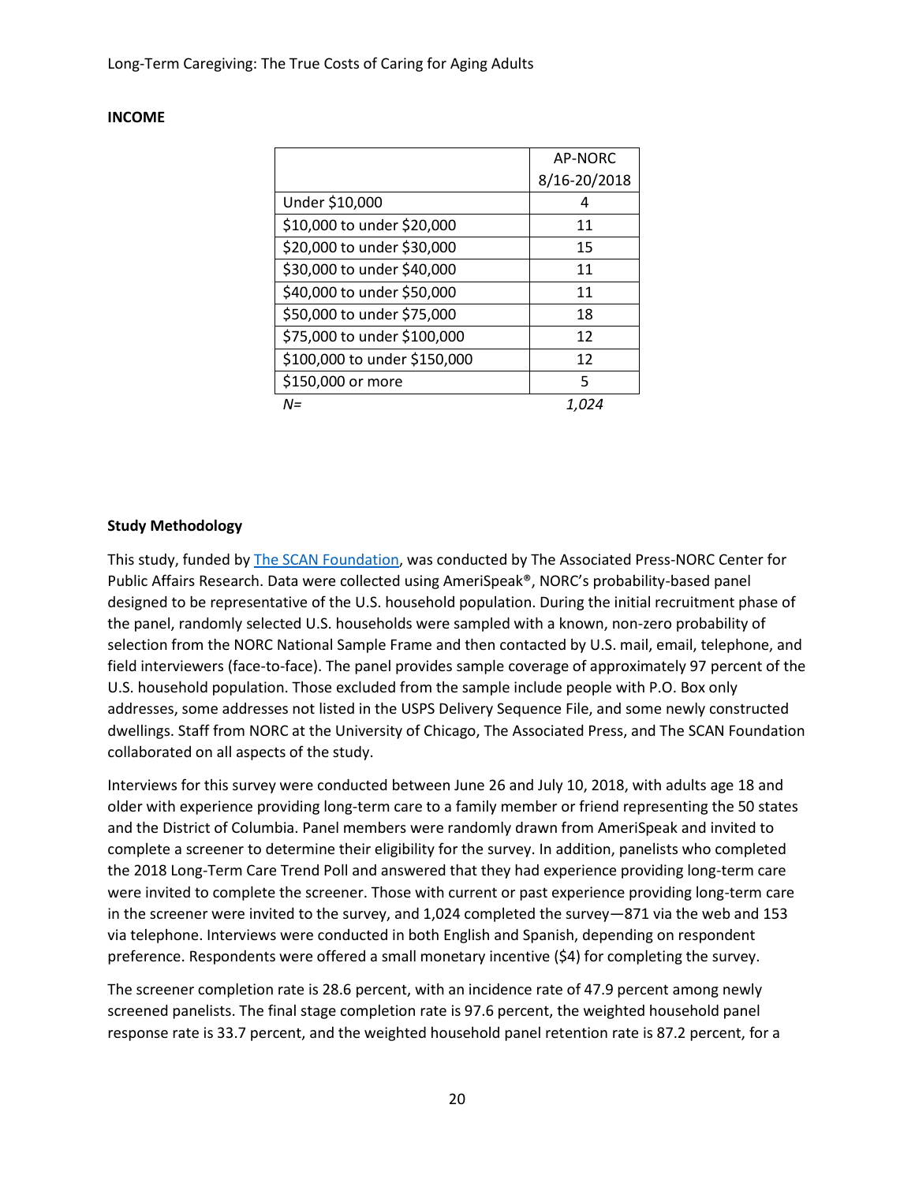**INCOME**

| | AP-NORC 8/16-20/2018 |
|---|---|
| Under $10,000 | 4 |
| $10,000 to under $20,000 | 11 |
| $20,000 to under $30,000 | 15 |
| $30,000 to under $40,000 | 11 |
| $40,000 to under $50,000 | 11 |
| $50,000 to under $75,000 | 18 |
| $75,000 to under $100,000 | 12 |
| $100,000 to under $150,000 | 12 |
| $150,000 or more | 5 |
| *N=* | *1,024* |

**Study Methodology**

This study, funded by The SCAN Foundation, was conducted by The Associated Press-NORC Center for Public Affairs Research. Data were collected using AmeriSpeak®, NORC's probability-based panel designed to be representative of the U.S. household population. During the initial recruitment phase of the panel, randomly selected U.S. households were sampled with a known, non-zero probability of selection from the NORC National Sample Frame and then contacted by U.S. mail, email, telephone, and field interviewers (face-to-face). The panel provides sample coverage of approximately 97 percent of the U.S. household population. Those excluded from the sample include people with P.O. Box only addresses, some addresses not listed in the USPS Delivery Sequence File, and some newly constructed dwellings. Staff from NORC at the University of Chicago, The Associated Press, and The SCAN Foundation collaborated on all aspects of the study.

Interviews for this survey were conducted between June 26 and July 10, 2018, with adults age 18 and older with experience providing long-term care to a family member or friend representing the 50 states and the District of Columbia. Panel members were randomly drawn from AmeriSpeak and invited to complete a screener to determine their eligibility for the survey. In addition, panelists who completed the 2018 Long-Term Care Trend Poll and answered that they had experience providing long-term care were invited to complete the screener. Those with current or past experience providing long-term care in the screener were invited to the survey, and 1,024 completed the survey—871 via the web and 153 via telephone. Interviews were conducted in both English and Spanish, depending on respondent preference. Respondents were offered a small monetary incentive ($4) for completing the survey.

The screener completion rate is 28.6 percent, with an incidence rate of 47.9 percent among newly screened panelists. The final stage completion rate is 97.6 percent, the weighted household panel response rate is 33.7 percent, and the weighted household panel retention rate is 87.2 percent, for a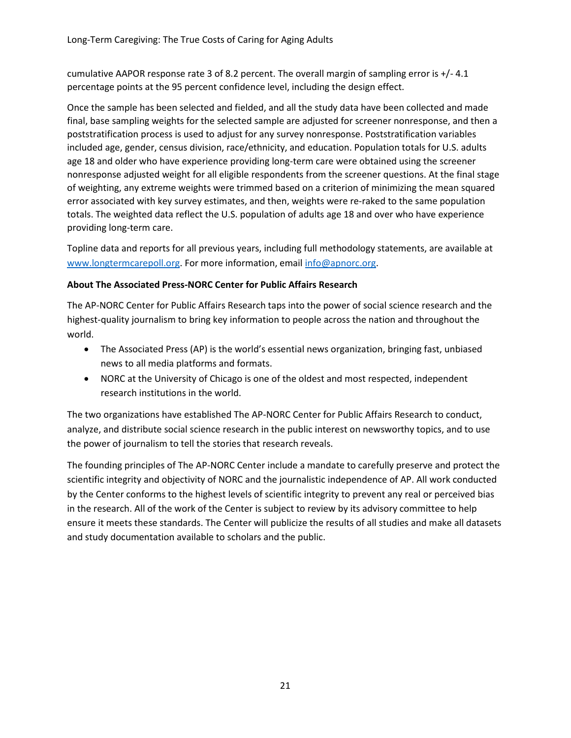cumulative AAPOR response rate 3 of 8.2 percent. The overall margin of sampling error is +/- 4.1 percentage points at the 95 percent confidence level, including the design effect.

Once the sample has been selected and fielded, and all the study data have been collected and made final, base sampling weights for the selected sample are adjusted for screener nonresponse, and then a poststratification process is used to adjust for any survey nonresponse. Poststratification variables included age, gender, census division, race/ethnicity, and education. Population totals for U.S. adults age 18 and older who have experience providing long-term care were obtained using the screener nonresponse adjusted weight for all eligible respondents from the screener questions. At the final stage of weighting, any extreme weights were trimmed based on a criterion of minimizing the mean squared error associated with key survey estimates, and then, weights were re-raked to the same population totals. The weighted data reflect the U.S. population of adults age 18 and over who have experience providing long-term care.

Topline data and reports for all previous years, including full methodology statements, are available at [www.longtermcarepoll.org](http://www.longtermcarepoll.org). For more information, email [info@apnorc.org](mailto:info@apnorc.org).

**About The Associated Press-NORC Center for Public Affairs Research**

The AP-NORC Center for Public Affairs Research taps into the power of social science research and the highest-quality journalism to bring key information to people across the nation and throughout the world.

- The Associated Press (AP) is the world's essential news organization, bringing fast, unbiased news to all media platforms and formats.
- NORC at the University of Chicago is one of the oldest and most respected, independent research institutions in the world.

The two organizations have established The AP-NORC Center for Public Affairs Research to conduct, analyze, and distribute social science research in the public interest on newsworthy topics, and to use the power of journalism to tell the stories that research reveals.

The founding principles of The AP-NORC Center include a mandate to carefully preserve and protect the scientific integrity and objectivity of NORC and the journalistic independence of AP. All work conducted by the Center conforms to the highest levels of scientific integrity to prevent any real or perceived bias in the research. All of the work of the Center is subject to review by its advisory committee to help ensure it meets these standards. The Center will publicize the results of all studies and make all datasets and study documentation available to scholars and the public.